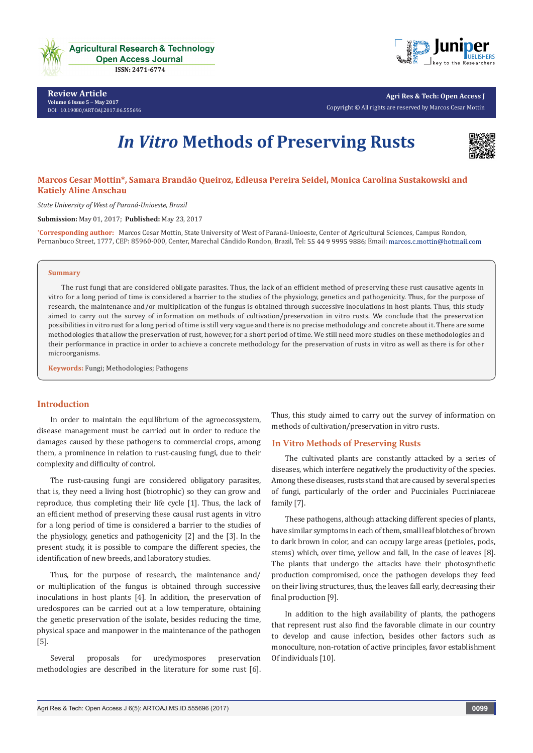# *In Vitro* Methods of Preserving Rusts

**Marcos Cesar Mottin\*, Samara Brandão Queiroz, Edleusa Pereira Seidel, Monica Carolina Sustakowski and Katiely Aline Anschau**

*State University of West of Paraná-Unioeste, Brazil*

**Submission:** May 01, 2017; **Published:** May 23, 2017

**\*Corresponding author:** Marcos Cesar Mottin, State University of West of Paraná-Unioeste, Center of Agricultural Sciences, Campus Rondon, Pernanbuco Street, 1777, CEP: 85960-000, Center, Marechal Cândido Rondon, Brazil, Tel: 55 44 9 9995 9886; Email: marcos.c.mottin@hotmail.com

## Summary

The rust fungi that are considered obligate parasites. Thus, the lack of an efficient method of preserving these rust causative agents in vitro for a long period of time is considered a barrier to the studies of the physiology, genetics and pathogenicity. Thus, for the purpose of research, the maintenance and/or multiplication of the fungus is obtained through successive inoculations in host plants. Thus, this study aimed to carry out the survey of information on methods of cultivation/preservation in vitro rusts. We conclude that the preservation possibilities in vitro rust for a long period of time is still very vague and there is no precise methodology and concrete about it. There are some methodologies that allow the preservation of rust, however, for a short period of time. We still need more studies on these methodologies and their performance in practice in order to achieve a concrete methodology for the preservation of rusts in vitro as well as there is for other microorganisms.

**Keywords:** Fungi; Methodologies; Pathogens

## Introduction

In order to maintain the equilibrium of the agroecossystem, disease management must be carried out in order to reduce the damages caused by these pathogens to commercial crops, among them, a prominence in relation to rust-causing fungi, due to their complexity and difficulty of control.

The rust-causing fungi are considered obligatory parasites, that is, they need a living host (biotrophic) so they can grow and reproduce, thus completing their life cycle [1]. Thus, the lack of an efficient method of preserving these causal rust agents in vitro for a long period of time is considered a barrier to the studies of the physiology, genetics and pathogenicity [2] and the [3]. In the present study, it is possible to compare the different species, the identification of new breeds, and laboratory studies.

Thus, for the purpose of research, the maintenance and/or multiplication of the fungus is obtained through successive inoculations in host plants [4]. In addition, the preservation of uredospores can be carried out at a low temperature, obtaining the genetic preservation of the isolate, besides reducing the time, physical space and manpower in the maintenance of the pathogen [5].

Several proposals for uredymospores preservation methodologies are described in the literature for some rust [6]. Thus, this study aimed to carry out the survey of information on methods of cultivation/preservation in vitro rusts.

## In Vitro Methods of Preserving Rusts

The cultivated plants are constantly attacked by a series of diseases, which interfere negatively the productivity of the species. Among these diseases, rusts stand that are caused by several species of fungi, particularly of the order and Pucciniales Pucciniaceae family [7].

These pathogens, although attacking different species of plants, have similar symptoms in each of them, small leaf blotches of brown to dark brown in color, and can occupy large areas (petioles, pods, stems) which, over time, yellow and fall, In the case of leaves [8]. The plants that undergo the attacks have their photosynthetic production compromised, once the pathogen develops they feed on their living structures, thus, the leaves fall early, decreasing their final production [9].

In addition to the high availability of plants, the pathogens that represent rust also find the favorable climate in our country to develop and cause infection, besides other factors such as monoculture, non-rotation of active principles, favor establishment Of individuals [10].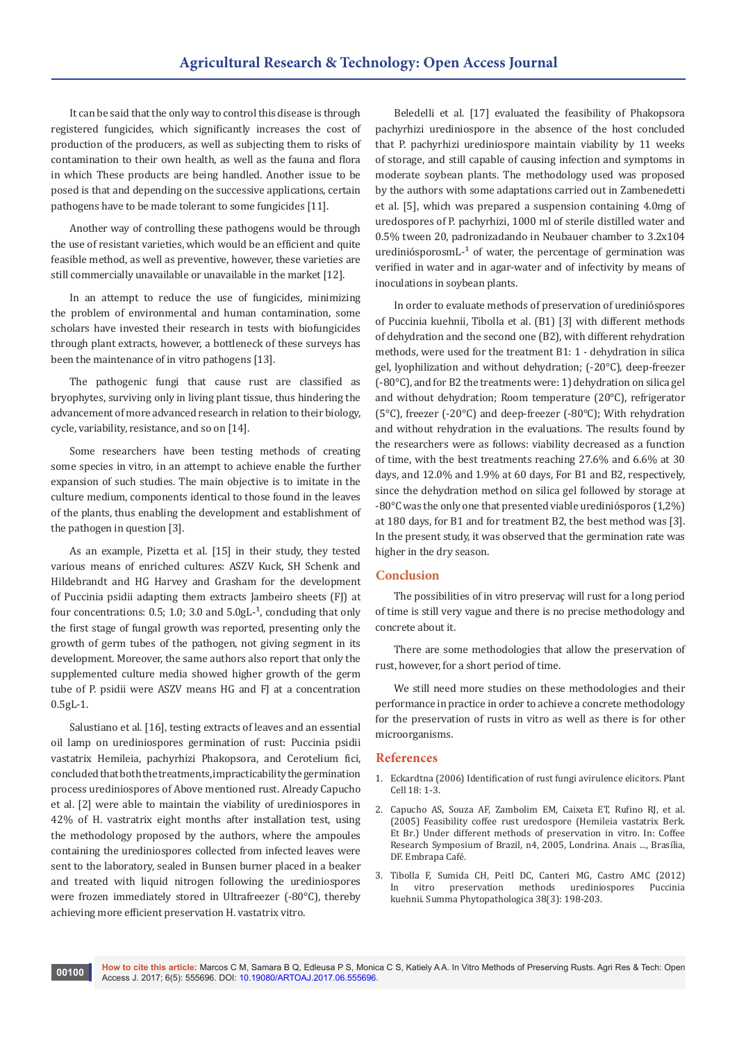It can be said that the only way to control this disease is through registered fungicides, which significantly increases the cost of production of the producers, as well as subjecting them to risks of contamination to their own health, as well as the fauna and flora in which These products are being handled. Another issue to be posed is that and depending on the successive applications, certain pathogens have to be made tolerant to some fungicides [11].

Another way of controlling these pathogens would be through the use of resistant varieties, which would be an efficient and quite feasible method, as well as preventive, however, these varieties are still commercially unavailable or unavailable in the market [12].

In an attempt to reduce the use of fungicides, minimizing the problem of environmental and human contamination, some scholars have invested their research in tests with biofungicides through plant extracts, however, a bottleneck of these surveys has been the maintenance of in vitro pathogens [13].

The pathogenic fungi that cause rust are classified as bryophytes, surviving only in living plant tissue, thus hindering the advancement of more advanced research in relation to their biology, cycle, variability, resistance, and so on [14].

Some researchers have been testing methods of creating some species in vitro, in an attempt to achieve enable the further expansion of such studies. The main objective is to imitate in the culture medium, components identical to those found in the leaves of the plants, thus enabling the development and establishment of the pathogen in question [3].

As an example, Pizetta et al. [15] in their study, they tested various means of enriched cultures: ASZV Kuck, SH Schenk and Hildebrandt and HG Harvey and Grasham for the development of Puccinia psidii adapting them extracts Jambeiro sheets (FJ) at four concentrations: 0.5; 1.0; 3.0 and 5.0gL$^{-1}$, concluding that only the first stage of fungal growth was reported, presenting only the growth of germ tubes of the pathogen, not giving segment in its development. Moreover, the same authors also report that only the supplemented culture media showed higher growth of the germ tube of P. psidii were ASZV means HG and FJ at a concentration 0.5gL-1.

Salustiano et al. [16], testing extracts of leaves and an essential oil lamp on urediniospores germination of rust: Puccinia psidii vastatrix Hemileia, pachyrhizi Phakopsora, and Cerotelium fici, concluded that both the treatments, impracticability the germination process urediniospores of Above mentioned rust. Already Capucho et al. [2] were able to maintain the viability of urediniospores in 42% of H. vastatrix eight months after installation test, using the methodology proposed by the authors, where the ampoules containing the urediniospores collected from infected leaves were sent to the laboratory, sealed in Bunsen burner placed in a beaker and treated with liquid nitrogen following the urediniospores were frozen immediately stored in Ultrafreezer (-80°C), thereby achieving more efficient preservation H. vastatrix vitro.

Beledelli et al. [17] evaluated the feasibility of Phakopsora pachyrhizi urediniospore in the absence of the host concluded that P. pachyrhizi urediniospore maintain viability by 11 weeks of storage, and still capable of causing infection and symptoms in moderate soybean plants. The methodology used was proposed by the authors with some adaptations carried out in Zambenedetti et al. [5], which was prepared a suspension containing 4.0mg of uredospores of P. pachyrhizi, 1000 ml of sterile distilled water and 0.5% tween 20, padronizadando in Neubauer chamber to 3.2x104 urediniósporosmL$^{-1}$ of water, the percentage of germination was verified in water and in agar-water and of infectivity by means of inoculations in soybean plants.

In order to evaluate methods of preservation of uredinióspores of Puccinia kuehnii, Tibolla et al. (B1) [3] with different methods of dehydration and the second one (B2), with different rehydration methods, were used for the treatment B1: 1 - dehydration in silica gel, lyophilization and without dehydration; (-20°C), deep-freezer (-80°C), and for B2 the treatments were: 1) dehydration on silica gel and without dehydration; Room temperature (20°C), refrigerator (5°C), freezer (-20°C) and deep-freezer (-80°C); With rehydration and without rehydration in the evaluations. The results found by the researchers were as follows: viability decreased as a function of time, with the best treatments reaching 27.6% and 6.6% at 30 days, and 12.0% and 1.9% at 60 days, For B1 and B2, respectively, since the dehydration method on silica gel followed by storage at -80°C was the only one that presented viable urediniósporos (1,2%) at 180 days, for B1 and for treatment B2, the best method was [3]. In the present study, it was observed that the germination rate was higher in the dry season.

## Conclusion

The possibilities of in vitro preservaç will rust for a long period of time is still very vague and there is no precise methodology and concrete about it.

There are some methodologies that allow the preservation of rust, however, for a short period of time.

We still need more studies on these methodologies and their performance in practice in order to achieve a concrete methodology for the preservation of rusts in vitro as well as there is for other microorganisms.

## References

1. Eckardtna (2006) Identification of rust fungi avirulence elicitors. Plant Cell 18: 1-3.
2. Capucho AS, Souza AF, Zambolim EM, Caixeta ET, Rufino RJ, et al. (2005) Feasibility coffee rust uredospore (Hemileia vastatrix Berk. Et Br.) Under different methods of preservation in vitro. In: Coffee Research Symposium of Brazil, n4, 2005, Londrina. Anais ..., Brasília, DF. Embrapa Café.
3. Tibolla F, Sumida CH, Peitl DC, Canteri MG, Castro AMC (2012) In vitro preservation methods urediniospores Puccinia kuehnii. Summa Phytopathologica 38(3): 198-203.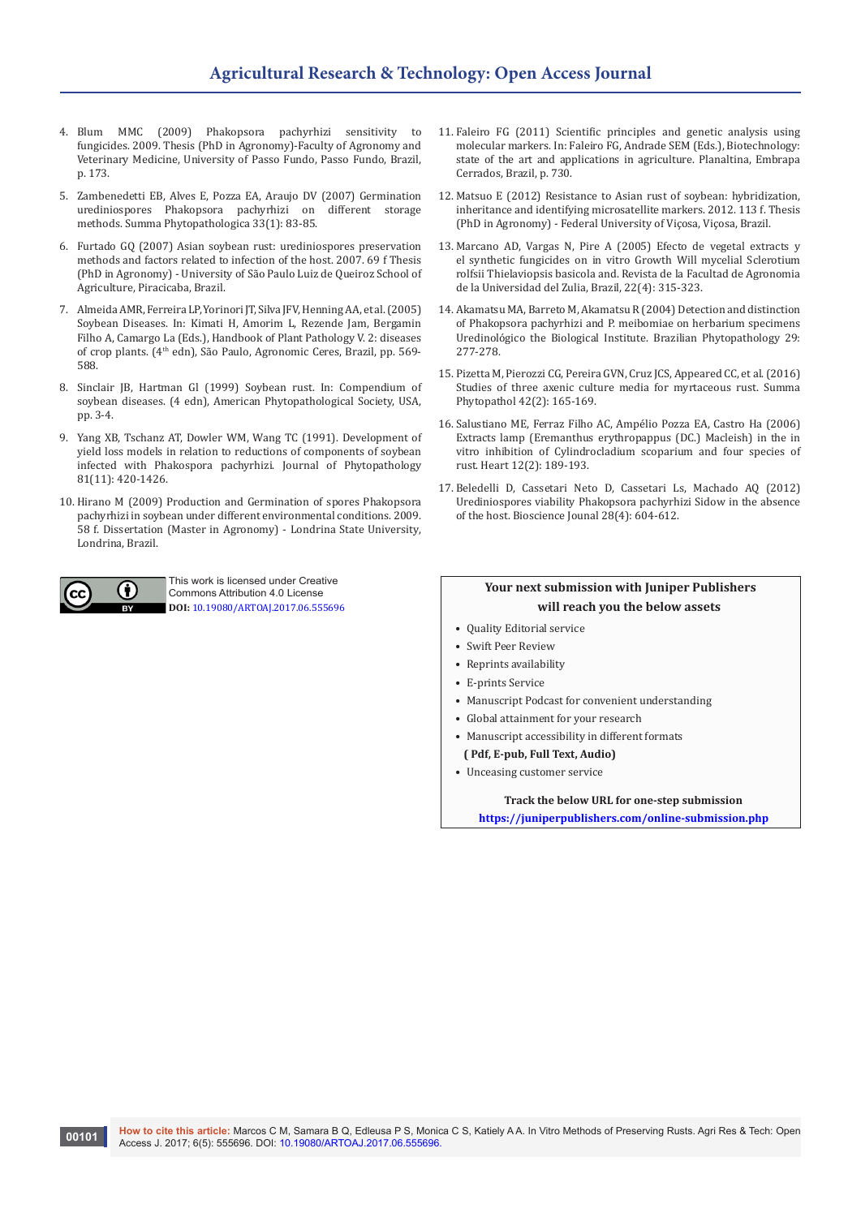4. Blum MMC (2009) Phakopsora pachyrhizi sensitivity to fungicides. 2009. Thesis (PhD in Agronomy)-Faculty of Agronomy and Veterinary Medicine, University of Passo Fundo, Passo Fundo, Brazil, p. 173.

5. Zambenedetti EB, Alves E, Pozza EA, Araujo DV (2007) Germination urediniospores Phakopsora pachyrhizi on different storage methods. Summa Phytopathologica 33(1): 83-85.

6. Furtado GQ (2007) Asian soybean rust: urediniospores preservation methods and factors related to infection of the host. 2007. 69 f Thesis (PhD in Agronomy) - University of São Paulo Luiz de Queiroz School of Agriculture, Piracicaba, Brazil.

7. Almeida AMR, Ferreira LP, Yorinori JT, Silva JFV, Henning AA, et al. (2005) Soybean Diseases. In: Kimati H, Amorim L, Rezende Jam, Bergamin Filho A, Camargo La (Eds.), Handbook of Plant Pathology V. 2: diseases of crop plants. (4th edn), São Paulo, Agronomic Ceres, Brazil, pp. 569-588.

8. Sinclair JB, Hartman Gl (1999) Soybean rust. In: Compendium of soybean diseases. (4 edn), American Phytopathological Society, USA, pp. 3-4.

9. Yang XB, Tschanz AT, Dowler WM, Wang TC (1991). Development of yield loss models in relation to reductions of components of soybean infected with Phakospora pachyrhizi. Journal of Phytopathology 81(11): 420-1426.

10. Hirano M (2009) Production and Germination of spores Phakopsora pachyrhizi in soybean under different environmental conditions. 2009. 58 f. Dissertation (Master in Agronomy) - Londrina State University, Londrina, Brazil.

11. Faleiro FG (2011) Scientific principles and genetic analysis using molecular markers. In: Faleiro FG, Andrade SEM (Eds.), Biotechnology: state of the art and applications in agriculture. Planaltina, Embrapa Cerrados, Brazil, p. 730.

12. Matsuo E (2012) Resistance to Asian rust of soybean: hybridization, inheritance and identifying microsatellite markers. 2012. 113 f. Thesis (PhD in Agronomy) - Federal University of Viçosa, Viçosa, Brazil.

13. Marcano AD, Vargas N, Pire A (2005) Efecto de vegetal extracts y el synthetic fungicides on in vitro Growth Will mycelial Sclerotium rolfsii Thielaviopsis basicola and. Revista de la Facultad de Agronomia de la Universidad del Zulia, Brazil, 22(4): 315-323.

14. Akamatsu MA, Barreto M, Akamatsu R (2004) Detection and distinction of Phakopsora pachyrhizi and P. meibomiae on herbarium specimens Uredinológico the Biological Institute. Brazilian Phytopathology 29: 277-278.

15. Pizetta M, Pierozzi CG, Pereira GVN, Cruz JCS, Appeared CC, et al. (2016) Studies of three axenic culture media for myrtaceous rust. Summa Phytopathol 42(2): 165-169.

16. Salustiano ME, Ferraz Filho AC, Ampélio Pozza EA, Castro Ha (2006) Extracts lamp (Eremanthus erythropappus (DC.) Macleish) in the in vitro inhibition of Cylindrocladium scoparium and four species of rust. Heart 12(2): 189-193.

17. Beledelli D, Cassetari Neto D, Cassetari Ls, Machado AQ (2012) Urediniospores viability Phakopsora pachyrhizi Sidow in the absence of the host. Bioscience Joual 28(4): 604-612.

This work is licensed under Creative Commons Attribution 4.0 License
**DOI:** 10.19080/ARTOAJ.2017.06.555696

**Your next submission with Juniper Publishers will reach you the below assets**

- Quality Editorial service
- Swift Peer Review
- Reprints availability
- E-prints Service
- Manuscript Podcast for convenient understanding
- Global attainment for your research
- Manuscript accessibility in different formats
  **( Pdf, E-pub, Full Text, Audio)**
- Unceasing customer service

**Track the below URL for one-step submission**
**https://juniperpublishers.com/online-submission.php**

**How to cite this article:** Marcos C M, Samara B Q, Edleusa P S, Monica C S, Katiely A A. In Vitro Methods of Preserving Rusts. Agri Res & Tech: Open Access J. 2017; 6(5): 555696. DOI: 10.19080/ARTOAJ.2017.06.555696.